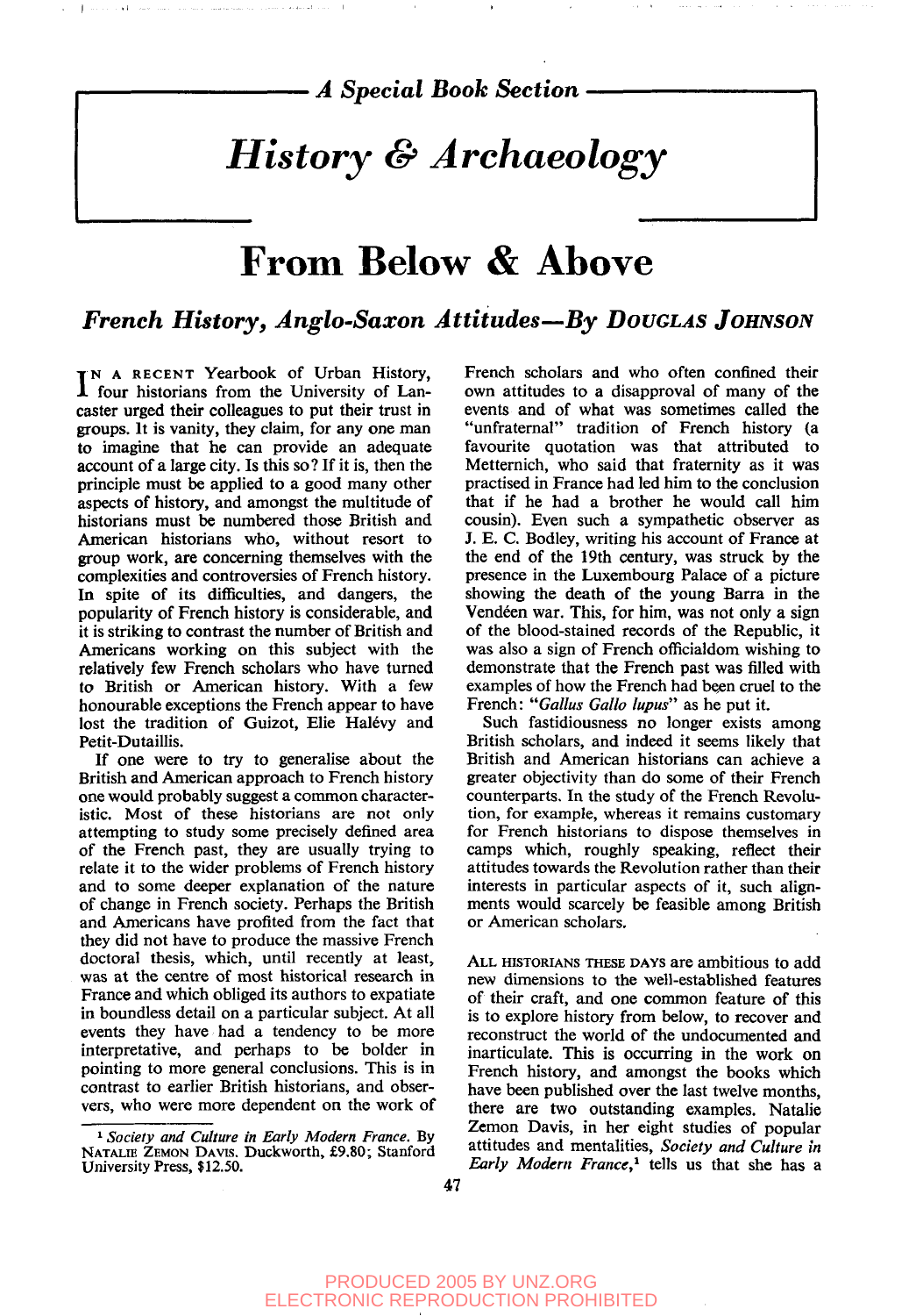*A Special Book Section*

# *History & Archaeology*

# From Below & Above

## *French History, Anglo-Saxon Attitudes—By* DOUGLAS JOHNSON

IN A RECENT Yearbook of Urban History, four historians from the University of Lancaster urged their colleagues to put their trust in groups. It is vanity, they claim, for any one man to imagine that he can provide an adequate account of a large city. Is this so? If it is, then the principle must be applied to a good many other aspects of history, and amongst the multitude of historians must be numbered those British and American historians who, without resort to group work, are concerning themselves with the complexities and controversies of French history. In spite of its difficulties, and dangers, the popularity of French history is considerable, and it is striking to contrast the number of British and Americans working on this subject with the relatively few French scholars who have turned to British or American history. With a few honourable exceptions the French appear to have lost the tradition of Guizot, Elie Halévy and Petit-Dutaillis.

If one were to try to generalise about the British and American approach to French history one would probably suggest a common characteristic. Most of these historians are not only attempting to study some precisely defined area of the French past, they are usually trying to relate it to the wider problems of French history and to some deeper explanation of the nature of change in French society. Perhaps the British and Americans have profited from the fact that they did not have to produce the massive French doctoral thesis, which, until recently at least, was at the centre of most historical research in France and which obliged its authors to expatiate in boundless detail on a particular subject. At all events they have had a tendency to be more interpretative, and perhaps to be bolder in pointing to more general conclusions. This is in contrast to earlier British historians, and observers, who were more dependent on the work of French scholars and who often confined their own attitudes to a disapproval of many of the events and of what was sometimes called the "unfraternal" tradition of French history (a favourite quotation was that attributed to Metternich, who said that fraternity as it was practised in France had led him to the conclusion that if he had a brother he would call him cousin). Even such a sympathetic observer as J. E. C. Bodley, writing his account of France at the end of the 19th century, was struck by the presence in the Luxembourg Palace of a picture showing the death of the young Barra in the Vendéen war. This, for him, was not only a sign of the blood-stained records of the Republic, it was also a sign of French officialdom wishing to demonstrate that the French past was filled with examples of how the French had been cruel to the French: "*Gallus Gallo lupus*" as he put it.

Such fastidiousness no longer exists among British scholars, and indeed it seems likely that British and American historians can achieve a greater objectivity than do some of their French counterparts. In the study of the French Revolution, for example, whereas it remains customary for French historians to dispose themselves in camps which, roughly speaking, reflect their attitudes towards the Revolution rather than their interests in particular aspects of it, such alignments would scarcely be feasible among British or American scholars.

ALL HISTORIANS THESE DAYS are ambitious to add new dimensions to the well-established features of their craft, and one common feature of this is to explore history from below, to recover and reconstruct the world of the undocumented and inarticulate. This is occurring in the work on French history, and amongst the books which have been published over the last twelve months, there are two outstanding examples. Natalie Zemon Davis, in her eight studies of popular attitudes and mentalities, *Society and Culture in Early Modern France*,[1] tells us that she has a

---

[1] *Society and Culture in Early Modern France*. By NATALIE ZEMON DAVIS. Duckworth, £9.80; Stanford University Press, $12.50.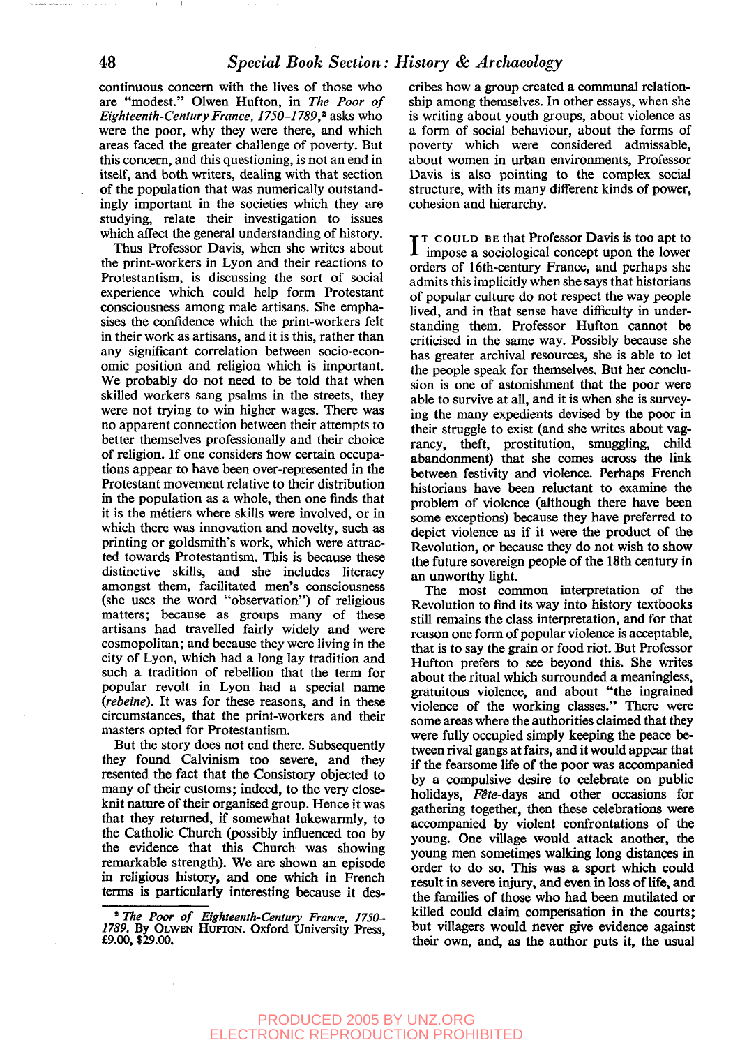continuous concern with the lives of those who are "modest." Olwen Hufton, in *The Poor of Eighteenth-Century France, 1750–1789*,[2] asks who were the poor, why they were there, and which areas faced the greater challenge of poverty. But this concern, and this questioning, is not an end in itself, and both writers, dealing with that section of the population that was numerically outstandingly important in the societies which they are studying, relate their investigation to issues which affect the general understanding of history.

Thus Professor Davis, when she writes about the print-workers in Lyon and their reactions to Protestantism, is discussing the sort of social experience which could help form Protestant consciousness among male artisans. She emphasises the confidence which the print-workers felt in their work as artisans, and it is this, rather than any significant correlation between socio-economic position and religion which is important. We probably do not need to be told that when skilled workers sang psalms in the streets, they were not trying to win higher wages. There was no apparent connection between their attempts to better themselves professionally and their choice of religion. If one considers how certain occupations appear to have been over-represented in the Protestant movement relative to their distribution in the population as a whole, then one finds that it is the métiers where skills were involved, or in which there was innovation and novelty, such as printing or goldsmith's work, which were attracted towards Protestantism. This is because these distinctive skills, and she includes literacy amongst them, facilitated men's consciousness (she uses the word "observation") of religious matters; because as groups many of these artisans had travelled fairly widely and were cosmopolitan; and because they were living in the city of Lyon, which had a long lay tradition and such a tradition of rebellion that the term for popular revolt in Lyon had a special name (*rebeine*). It was for these reasons, and in these circumstances, that the print-workers and their masters opted for Protestantism.

But the story does not end there. Subsequently they found Calvinism too severe, and they resented the fact that the Consistory objected to many of their customs; indeed, to the very close-knit nature of their organised group. Hence it was that they returned, if somewhat lukewarmly, to the Catholic Church (possibly influenced too by the evidence that this Church was showing remarkable strength). We are shown an episode in religious history, and one which in French terms is particularly interesting because it describes how a group created a communal relationship among themselves. In other essays, when she is writing about youth groups, about violence as a form of social behaviour, about the forms of poverty which were considered admissable, about women in urban environments, Professor Davis is also pointing to the complex social structure, with its many different kinds of power, cohesion and hierarchy.

It could be that Professor Davis is too apt to impose a sociological concept upon the lower orders of 16th-century France, and perhaps she admits this implicitly when she says that historians of popular culture do not respect the way people lived, and in that sense have difficulty in understanding them. Professor Hufton cannot be criticised in the same way. Possibly because she has greater archival resources, she is able to let the people speak for themselves. But her conclusion is one of astonishment that the poor were able to survive at all, and it is when she is surveying the many expedients devised by the poor in their struggle to exist (and she writes about vagrancy, theft, prostitution, smuggling, child abandonment) that she comes across the link between festivity and violence. Perhaps French historians have been reluctant to examine the problem of violence (although there have been some exceptions) because they have preferred to depict violence as if it were the product of the Revolution, or because they do not wish to show the future sovereign people of the 18th century in an unworthy light.

The most common interpretation of the Revolution to find its way into history textbooks still remains the class interpretation, and for that reason one form of popular violence is acceptable, that is to say the grain or food riot. But Professor Hufton prefers to see beyond this. She writes about the ritual which surrounded a meaningless, gratuitous violence, and about "the ingrained violence of the working classes." There were some areas where the authorities claimed that they were fully occupied simply keeping the peace between rival gangs at fairs, and it would appear that if the fearsome life of the poor was accompanied by a compulsive desire to celebrate on public holidays, *Fête*-days and other occasions for gathering together, then these celebrations were accompanied by violent confrontations of the young. One village would attack another, the young men sometimes walking long distances in order to do so. This was a sport which could result in severe injury, and even in loss of life, and the families of those who had been mutilated or killed could claim compensation in the courts; but villagers would never give evidence against their own, and, as the author puts it, the usual

[2] *The Poor of Eighteenth-Century France, 1750–1789*. By Olwen Hufton. Oxford University Press, £9.00, $29.00.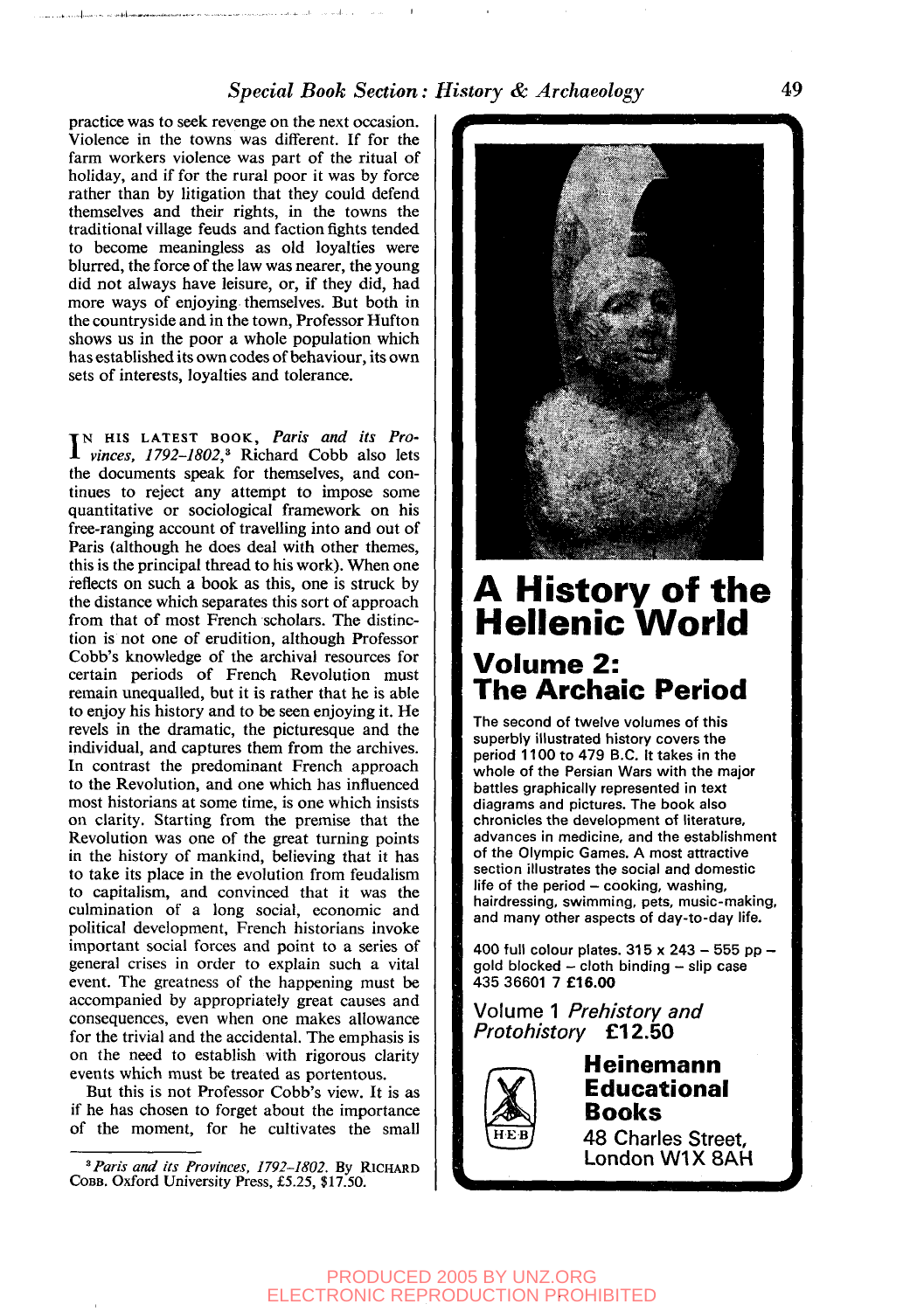practice was to seek revenge on the next occasion. Violence in the towns was different. If for the farm workers violence was part of the ritual of holiday, and if for the rural poor it was by force rather than by litigation that they could defend themselves and their rights, in the towns the traditional village feuds and faction fights tended to become meaningless as old loyalties were blurred, the force of the law was nearer, the young did not always have leisure, or, if they did, had more ways of enjoying themselves. But both in the countryside and in the town, Professor Hufton shows us in the poor a whole population which has established its own codes of behaviour, its own sets of interests, loyalties and tolerance.

IN HIS LATEST BOOK, *Paris and its Provinces, 1792–1802*,[3] Richard Cobb also lets the documents speak for themselves, and continues to reject any attempt to impose some quantitative or sociological framework on his free-ranging account of travelling into and out of Paris (although he does deal with other themes, this is the principal thread to his work). When one reflects on such a book as this, one is struck by the distance which separates this sort of approach from that of most French scholars. The distinction is not one of erudition, although Professor Cobb's knowledge of the archival resources for certain periods of French Revolution must remain unequalled, but it is rather that he is able to enjoy his history and to be seen enjoying it. He revels in the dramatic, the picturesque and the individual, and captures them from the archives. In contrast the predominant French approach to the Revolution, and one which has influenced most historians at some time, is one which insists on clarity. Starting from the premise that the Revolution was one of the great turning points in the history of mankind, believing that it has to take its place in the evolution from feudalism to capitalism, and convinced that it was the culmination of a long social, economic and political development, French historians invoke important social forces and point to a series of general crises in order to explain such a vital event. The greatness of the happening must be accompanied by appropriately great causes and consequences, even when one makes allowance for the trivial and the accidental. The emphasis is on the need to establish with rigorous clarity events which must be treated as portentous.

But this is not Professor Cobb's view. It is as if he has chosen to forget about the importance of the moment, for he cultivates the small

[3] *Paris and its Provinces, 1792–1802*. By RICHARD COBB. Oxford University Press, £5.25, $17.50.

# A History of the Hellenic World

## Volume 2: The Archaic Period

The second of twelve volumes of this superbly illustrated history covers the period 1100 to 479 B.C. It takes in the whole of the Persian Wars with the major battles graphically represented in text diagrams and pictures. The book also chronicles the development of literature, advances in medicine, and the establishment of the Olympic Games. A most attractive section illustrates the social and domestic life of the period – cooking, washing, hairdressing, swimming, pets, music-making, and many other aspects of day-to-day life.

400 full colour plates. 315 x 243 – 555 pp – gold blocked – cloth binding – slip case
435 36601 7 **£16.00**

Volume 1 *Prehistory and Protohistory* **£12.50**

**Heinemann Educational Books**
48 Charles Street, London W1X 8AH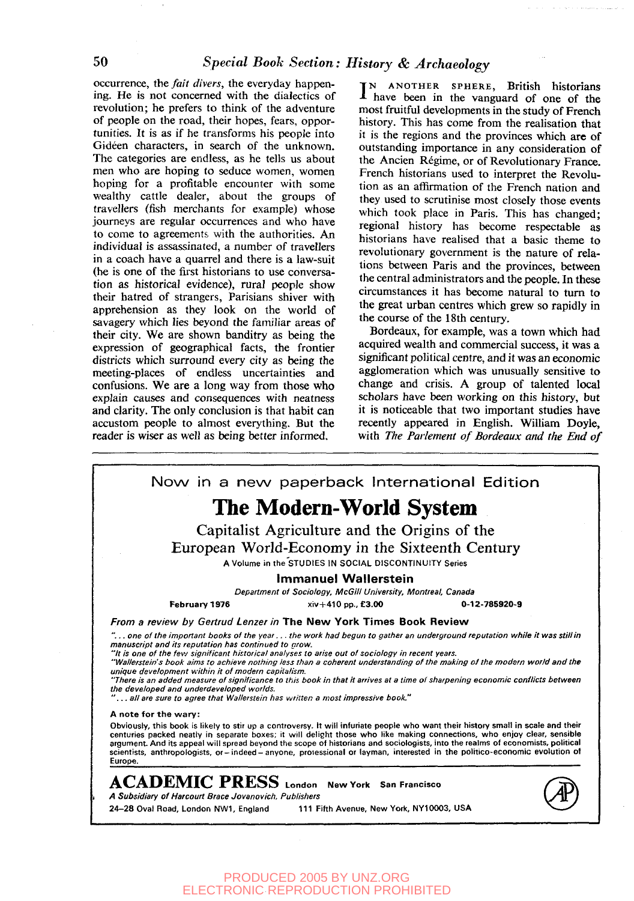occurrence, the *fait divers*, the everyday happening. He is not concerned with the dialectics of revolution; he prefers to think of the adventure of people on the road, their hopes, fears, opportunities. It is as if he transforms his people into Gidéen characters, in search of the unknown. The categories are endless, as he tells us about men who are hoping to seduce women, women hoping for a profitable encounter with some wealthy cattle dealer, about the groups of travellers (fish merchants for example) whose journeys are regular occurrences and who have to come to agreements with the authorities. An individual is assassinated, a number of travellers in a coach have a quarrel and there is a law-suit (he is one of the first historians to use conversation as historical evidence), rural people show their hatred of strangers, Parisians shiver with apprehension as they look on the world of savagery which lies beyond the familiar areas of their city. We are shown banditry as being the expression of geographical facts, the frontier districts which surround every city as being the meeting-places of endless uncertainties and confusions. We are a long way from those who explain causes and consequences with neatness and clarity. The only conclusion is that habit can accustom people to almost everything. But the reader is wiser as well as being better informed.

IN ANOTHER SPHERE, British historians have been in the vanguard of one of the most fruitful developments in the study of French history. This has come from the realisation that it is the regions and the provinces which are of outstanding importance in any consideration of the Ancien Régime, or of Revolutionary France. French historians used to interpret the Revolution as an affirmation of the French nation and they used to scrutinise most closely those events which took place in Paris. This has changed; regional history has become respectable as historians have realised that a basic theme to revolutionary government is the nature of relations between Paris and the provinces, between the central administrators and the people. In these circumstances it has become natural to turn to the great urban centres which grew so rapidly in the course of the 18th century.

Bordeaux, for example, was a town which had acquired wealth and commercial success, it was a significant political centre, and it was an economic agglomeration which was unusually sensitive to change and crisis. A group of talented local scholars have been working on this history, but it is noticeable that two important studies have recently appeared in English. William Doyle, with *The Parlement of Bordeaux and the End of*

---

Now in a new paperback International Edition

# The Modern-World System

## Capitalist Agriculture and the Origins of the European World-Economy in the Sixteenth Century

A Volume in the STUDIES IN SOCIAL DISCONTINUITY Series

**Immanuel Wallerstein**

*Department of Sociology, McGill University, Montreal, Canada*

**February 1976** xiv+410 pp., £3.00 **0-12-785920-9**

*From a review by Gertrud Lenzer in* **The New York Times Book Review**

*"... one of the important books of the year ... the work had begun to gather an underground reputation while it was still in manuscript and its reputation has continued to grow.*
*"It is one of the few significant historical analyses to arise out of sociology in recent years.*
*"Wallerstein's book aims to achieve nothing less than a coherent understanding of the making of the modern world and the unique development within it of modern capitalism.*
*"There is an added measure of significance to this book in that it arrives at a time of sharpening economic conflicts between the developed and underdeveloped worlds.*
*"... all are sure to agree that Wallerstein has written a most impressive book."*

**A note for the wary:**

Obviously, this book is likely to stir up a controversy. It will infuriate people who want their history small in scale and their centuries packed neatly in separate boxes; it will delight those who like making connections, who enjoy clear, sensible argument. And its appeal will spread beyond the scope of historians and sociologists, into the realms of economists, political scientists, anthropologists, or – indeed – anyone, professional or layman, interested in the politico-economic evolution of Europe.

**ACADEMIC PRESS** London New York San Francisco
*A Subsidiary of Harcourt Brace Jovanovich, Publishers*
24–28 Oval Road, London NW1, England 111 Fifth Avenue, New York, NY10003, USA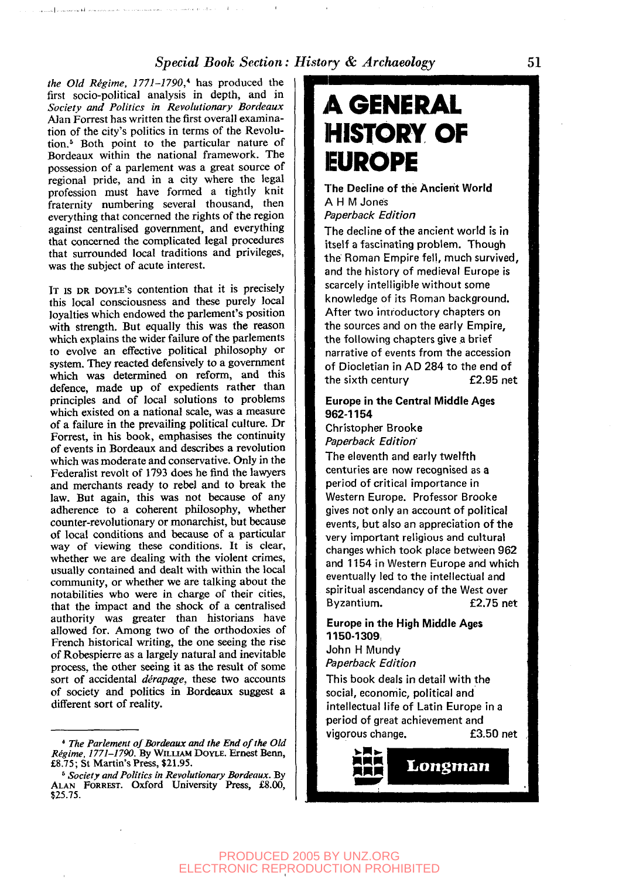*the Old Régime, 1771–1790*,[4] has produced the first socio-political analysis in depth, and in *Society and Politics in Revolutionary Bordeaux* Alan Forrest has written the first overall examination of the city's politics in terms of the Revolution.[5] Both point to the particular nature of Bordeaux within the national framework. The possession of a parlement was a great source of regional pride, and in a city where the legal profession must have formed a tightly knit fraternity numbering several thousand, then everything that concerned the rights of the region against centralised government, and everything that concerned the complicated legal procedures that surrounded local traditions and privileges, was the subject of acute interest.

IT IS DR DOYLE's contention that it is precisely this local consciousness and these purely local loyalties which endowed the parlement's position with strength. But equally this was the reason which explains the wider failure of the parlements to evolve an effective political philosophy or system. They reacted defensively to a government which was determined on reform, and this defence, made up of expedients rather than principles and of local solutions to problems which existed on a national scale, was a measure of a failure in the prevailing political culture. Dr Forrest, in his book, emphasises the continuity of events in Bordeaux and describes a revolution which was moderate and conservative. Only in the Federalist revolt of 1793 does he find the lawyers and merchants ready to rebel and to break the law. But again, this was not because of any adherence to a coherent philosophy, whether counter-revolutionary or monarchist, but because of local conditions and because of a particular way of viewing these conditions. It is clear, whether we are dealing with the violent crimes, usually contained and dealt with within the local community, or whether we are talking about the notabilities who were in charge of their cities, that the impact and the shock of a centralised authority was greater than historians have allowed for. Among two of the orthodoxies of French historical writing, the one seeing the rise of Robespierre as a largely natural and inevitable process, the other seeing it as the result of some sort of accidental *dérapage*, these two accounts of society and politics in Bordeaux suggest a different sort of reality.

[4] *The Parlement of Bordeaux and the End of the Old Régime, 1771–1790*. By WILLIAM DOYLE. Ernest Benn, £8.75; St Martin's Press, $21.95.

[5] *Society and Politics in Revolutionary Bordeaux*. By ALAN FORREST. Oxford University Press, £8.00, $25.75.

# A GENERAL HISTORY OF EUROPE

**The Decline of the Ancient World**
A H M Jones
*Paperback Edition*

The decline of the ancient world is in itself a fascinating problem. Though the Roman Empire fell, much survived, and the history of medieval Europe is scarcely intelligible without some knowledge of its Roman background. After two introductory chapters on the sources and on the early Empire, the following chapters give a brief narrative of events from the accession of Diocletian in AD 284 to the end of the sixth century £2.95 net

**Europe in the Central Middle Ages 962-1154**
Christopher Brooke
*Paperback Edition*

The eleventh and early twelfth centuries are now recognised as a period of critical importance in Western Europe. Professor Brooke gives not only an account of political events, but also an appreciation of the very important religious and cultural changes which took place between 962 and 1154 in Western Europe and which eventually led to the intellectual and spiritual ascendancy of the West over Byzantium. £2.75 net

**Europe in the High Middle Ages 1150-1309**
John H Mundy
*Paperback Edition*

This book deals in detail with the social, economic, political and intellectual life of Latin Europe in a period of great achievement and vigorous change. £3.50 net

**Longman**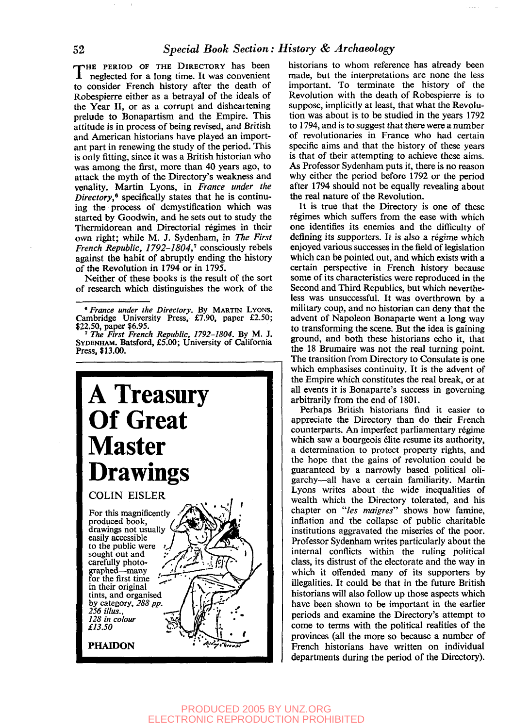The period of the Directory has been neglected for a long time. It was convenient to consider French history after the death of Robespierre either as a betrayal of the ideals of the Year II, or as a corrupt and disheartening prelude to Bonapartism and the Empire. This attitude is in process of being revised, and British and American historians have played an important part in renewing the study of the period. This is only fitting, since it was a British historian who was among the first, more than 40 years ago, to attack the myth of the Directory's weakness and venality. Martin Lyons, in *France under the Directory*,[6] specifically states that he is continuing the process of demystification which was started by Goodwin, and he sets out to study the Thermidorean and Directorial régimes in their own right; while M. J. Sydenham, in *The First French Republic, 1792–1804*,[7] consciously rebels against the habit of abruptly ending the history of the Revolution in 1794 or in 1795.

Neither of these books is the result of the sort of research which distinguishes the work of the historians to whom reference has already been made, but the interpretations are none the less important. To terminate the history of the Revolution with the death of Robespierre is to suppose, implicitly at least, that what the Revolution was about is to be studied in the years 1792 to 1794, and is to suggest that there were a number of revolutionaries in France who had certain specific aims and that the history of these years is that of their attempting to achieve these aims. As Professor Sydenham puts it, there is no reason why either the period before 1792 or the period after 1794 should not be equally revealing about the real nature of the Revolution.

It is true that the Directory is one of these régimes which suffers from the ease with which one identifies its enemies and the difficulty of defining its supporters. It is also a régime which enjoyed various successes in the field of legislation which can be pointed out, and which exists with a certain perspective in French history because some of its characteristics were reproduced in the Second and Third Republics, but which nevertheless was unsuccessful. It was overthrown by a military coup, and no historian can deny that the advent of Napoleon Bonaparte went a long way to transforming the scene. But the idea is gaining ground, and both these historians echo it, that the 18 Brumaire was not the real turning point. The transition from Directory to Consulate is one which emphasises continuity. It is the advent of the Empire which constitutes the real break, or at all events it is Bonaparte's success in governing arbitrarily from the end of 1801.

Perhaps British historians find it easier to appreciate the Directory than do their French counterparts. An imperfect parliamentary régime which saw a bourgeois élite resume its authority, a determination to protect property rights, and the hope that the gains of revolution could be guaranteed by a narrowly based political oligarchy—all have a certain familiarity. Martin Lyons writes about the wide inequalities of wealth which the Directory tolerated, and his chapter on "*les maigres*" shows how famine, inflation and the collapse of public charitable institutions aggravated the miseries of the poor. Professor Sydenham writes particularly about the internal conflicts within the ruling political class, its distrust of the electorate and the way in which it offended many of its supporters by illegalities. It could be that in the future British historians will also follow up those aspects which have been shown to be important in the earlier periods and examine the Directory's attempt to come to terms with the political realities of the provinces (all the more so because a number of French historians have written on individual departments during the period of the Directory).

---

[6] *France under the Directory*. By Martin Lyons. Cambridge University Press, £7.90, paper £2.50; $22.50, paper $6.95.

[7] *The First French Republic, 1792–1804*. By M. J. Sydenham. Batsford, £5.00; University of California Press, $13.00.

---

# A Treasury Of Great Master Drawings

COLIN EISLER

For this magnificently produced book, drawings not usually easily accessible to the public were sought out and carefully photographed—many for the first time in their original tints, and organised by category, *288 pp. 256 illus., 128 in colour £13.50*

**PHAIDON**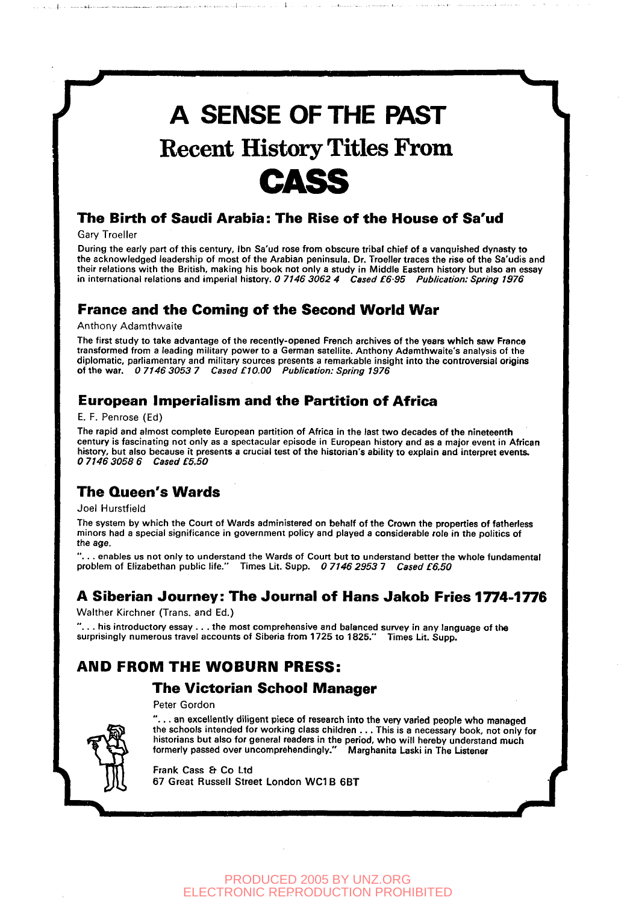# A SENSE OF THE PAST

## Recent History Titles From

# CASS

### The Birth of Saudi Arabia: The Rise of the House of Sa'ud

Gary Troeller

During the early part of this century, Ibn Sa'ud rose from obscure tribal chief of a vanquished dynasty to the acknowledged leadership of most of the Arabian peninsula. Dr. Troeller traces the rise of the Sa'udis and their relations with the British, making his book not only a study in Middle Eastern history but also an essay in international relations and imperial history. *0 7146 3062 4  Cased £6·95  Publication: Spring 1976*

### France and the Coming of the Second World War

Anthony Adamthwaite

The first study to take advantage of the recently-opened French archives of the years which saw France transformed from a leading military power to a German satellite. Anthony Adamthwaite's analysis of the diplomatic, parliamentary and military sources presents a remarkable insight into the controversial origins of the war. *0 7146 3053 7  Cased £10.00  Publication: Spring 1976*

### European Imperialism and the Partition of Africa

E. F. Penrose (Ed)

The rapid and almost complete European partition of Africa in the last two decades of the nineteenth century is fascinating not only as a spectacular episode in European history and as a major event in African history, but also because it presents a crucial test of the historian's ability to explain and interpret events. *0 7146 3058 6  Cased £5.50*

### The Queen's Wards

Joel Hurstfield

The system by which the Court of Wards administered on behalf of the Crown the properties of fatherless minors had a special significance in government policy and played a considerable role in the politics of the age.

"... enables us not only to understand the Wards of Court but to understand better the whole fundamental problem of Elizabethan public life." Times Lit. Supp. *0 7146 2953 7  Cased £6.50*

### A Siberian Journey: The Journal of Hans Jakob Fries 1774-1776

Walther Kirchner (Trans. and Ed.)

"... his introductory essay ... the most comprehensive and balanced survey in any language of the surprisingly numerous travel accounts of Siberia from 1725 to 1825." Times Lit. Supp.

### AND FROM THE WOBURN PRESS:

### The Victorian School Manager

Peter Gordon

"... an excellently diligent piece of research into the very varied people who managed the schools intended for working class children ... This is a necessary book, not only for historians but also for general readers in the period, who will hereby understand much formerly passed over uncomprehendingly." Marghanita Laski in The Listener

Frank Cass & Co Ltd
67 Great Russell Street London WC1B 6BT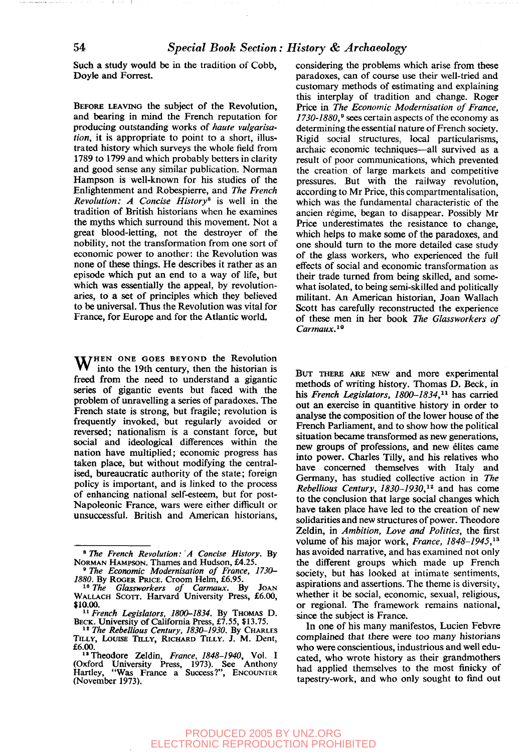Such a study would be in the tradition of Cobb, Doyle and Forrest.

BEFORE LEAVING the subject of the Revolution, and bearing in mind the French reputation for producing outstanding works of *haute vulgarisation*, it is appropriate to point to a short, illustrated history which surveys the whole field from 1789 to 1799 and which probably betters in clarity and good sense any similar publication. Norman Hampson is well-known for his studies of the Enlightenment and Robespierre, and *The French Revolution: A Concise History*[8] is well in the tradition of British historians when he examines the myths which surround this movement. Not a great blood-letting, not the destroyer of the nobility, not the transformation from one sort of economic power to another: the Revolution was none of these things. He describes it rather as an episode which put an end to a way of life, but which was essentially the appeal, by revolutionaries, to a set of principles which they believed to be universal. Thus the Revolution was vital for France, for Europe and for the Atlantic world.

WHEN ONE GOES BEYOND the Revolution into the 19th century, then the historian is freed from the need to understand a gigantic series of gigantic events but faced with the problem of unravelling a series of paradoxes. The French state is strong, but fragile; revolution is frequently invoked, but regularly avoided or reversed; nationalism is a constant force, but social and ideological differences within the nation have multiplied; economic progress has taken place, but without modifying the centralised, bureaucratic authority of the state; foreign policy is important, and is linked to the process of enhancing national self-esteem, but for post-Napoleonic France, wars were either difficult or unsuccessful. British and American historians, considering the problems which arise from these paradoxes, can of course use their well-tried and customary methods of estimating and explaining this interplay of tradition and change. Roger Price in *The Economic Modernisation of France, 1730-1880*,[9] sees certain aspects of the economy as determining the essential nature of French society. Rigid social structures, local particularisms, archaic economic techniques—all survived as a result of poor communications, which prevented the creation of large markets and competitive pressures. But with the railway revolution, according to Mr Price, this compartmentalisation, which was the fundamental characteristic of the ancien régime, began to disappear. Possibly Mr Price underestimates the resistance to change, which helps to make some of the paradoxes, and one should turn to the more detailed case study of the glass workers, who experienced the full effects of social and economic transformation as their trade turned from being skilled, and somewhat isolated, to being semi-skilled and politically militant. An American historian, Joan Wallach Scott has carefully reconstructed the experience of these men in her book *The Glassworkers of Carmaux*.[10]

BUT THERE ARE NEW and more experimental methods of writing history. Thomas D. Beck, in his *French Legislators, 1800–1834*,[11] has carried out an exercise in quantitive history in order to analyse the composition of the lower house of the French Parliament, and to show how the political situation became transformed as new generations, new groups of professions, and new élites came into power. Charles Tilly, and his relatives who have concerned themselves with Italy and Germany, has studied collective action in *The Rebellious Century, 1830–1930*,[12] and has come to the conclusion that large social changes which have taken place have led to the creation of new solidarities and new structures of power. Theodore Zeldin, in *Ambition, Love and Politics*, the first volume of his major work, *France, 1848–1945*,[13] has avoided narrative, and has examined not only the different groups which made up French society, but has looked at intimate sentiments, aspirations and assertions. The theme is diversity, whether it be social, economic, sexual, religious, or regional. The framework remains national, since the subject is France.

In one of his many manifestos, Lucien Febvre complained that there were too many historians who were conscientious, industrious and well educated, who wrote history as their grandmothers had applied themselves to the most finicky of tapestry-work, and who only sought to find out

---

[8] *The French Revolution: A Concise History*. By NORMAN HAMPSON. Thames and Hudson, £4.25.

[9] *The Economic Modernisation of France, 1730–1880*. By ROGER PRICE. Croom Helm, £6.95.

[10] *The Glassworkers of Carmaux*. By JOAN WALLACH SCOTT. Harvard University Press, £6.00, $10.00.

[11] *French Legislators, 1800–1834*. By THOMAS D. BECK. University of California Press, £7.55, $13.75.

[12] *The Rebellious Century, 1830–1930*. By CHARLES TILLY, LOUISE TILLY, RICHARD TILLY. J. M. Dent, £6.00.

[13] Theodore Zeldin, *France, 1848–1940*, Vol. I (Oxford University Press, 1973). See Anthony Hartley, "Was France a Success?", ENCOUNTER (November 1973).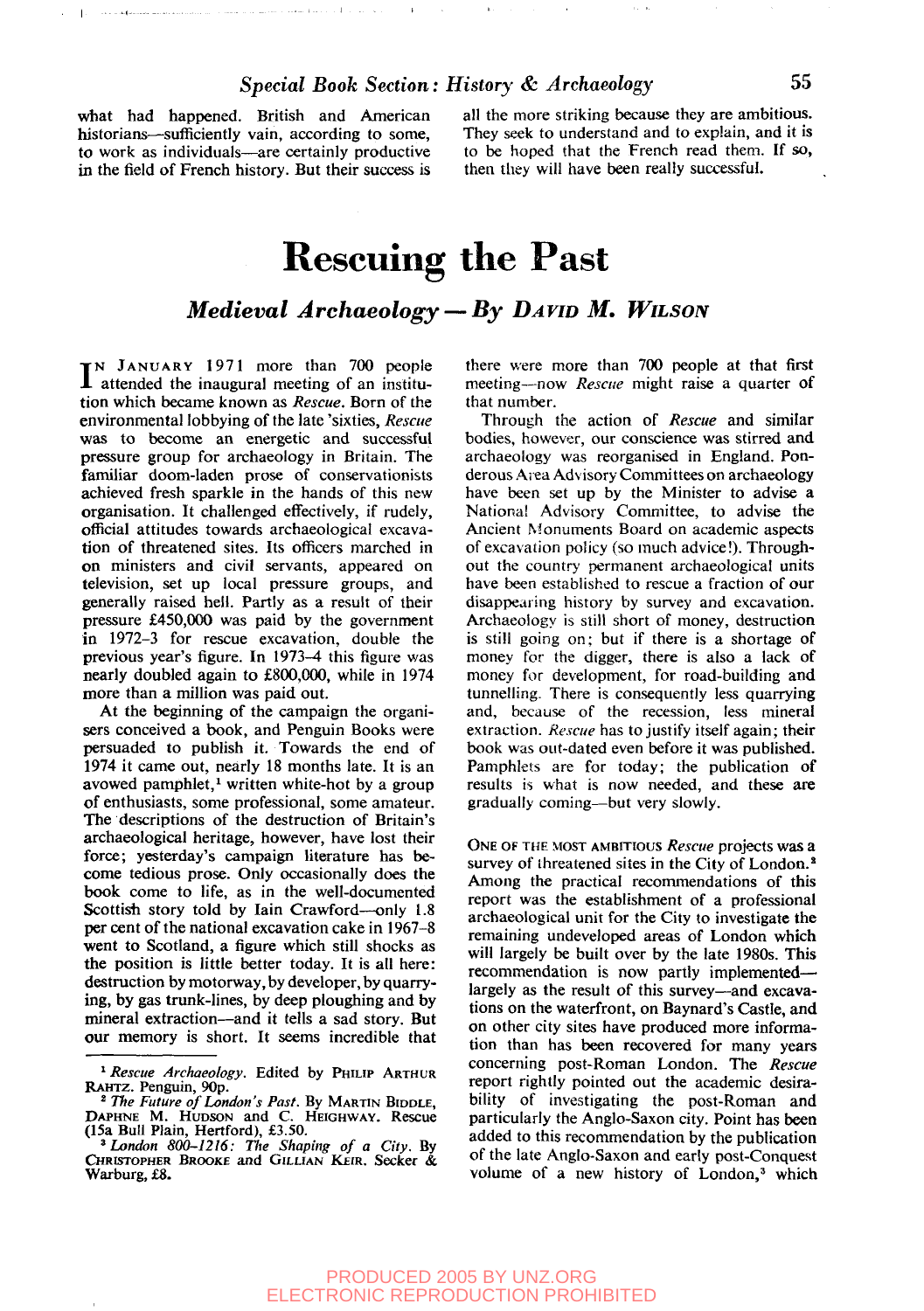what had happened. British and American historians—sufficiently vain, according to some, to work as individuals—are certainly productive in the field of French history. But their success is all the more striking because they are ambitious. They seek to understand and to explain, and it is to be hoped that the French read them. If so, then they will have been really successful.

# Rescuing the Past

## *Medieval Archaeology — By* DAVID M. WILSON

IN JANUARY 1971 more than 700 people attended the inaugural meeting of an institution which became known as *Rescue*. Born of the environmental lobbying of the late 'sixties, *Rescue* was to become an energetic and successful pressure group for archaeology in Britain. The familiar doom-laden prose of conservationists achieved fresh sparkle in the hands of this new organisation. It challenged effectively, if rudely, official attitudes towards archaeological excavation of threatened sites. Its officers marched in on ministers and civil servants, appeared on television, set up local pressure groups, and generally raised hell. Partly as a result of their pressure £450,000 was paid by the government in 1972–3 for rescue excavation, double the previous year's figure. In 1973–4 this figure was nearly doubled again to £800,000, while in 1974 more than a million was paid out.

At the beginning of the campaign the organisers conceived a book, and Penguin Books were persuaded to publish it. Towards the end of 1974 it came out, nearly 18 months late. It is an avowed pamphlet,[1] written white-hot by a group of enthusiasts, some professional, some amateur. The descriptions of the destruction of Britain's archaeological heritage, however, have lost their force; yesterday's campaign literature has become tedious prose. Only occasionally does the book come to life, as in the well-documented Scottish story told by Iain Crawford—only 1.8 per cent of the national excavation cake in 1967–8 went to Scotland, a figure which still shocks as the position is little better today. It is all here: destruction by motorway, by developer, by quarrying, by gas trunk-lines, by deep ploughing and by mineral extraction—and it tells a sad story. But our memory is short. It seems incredible that there were more than 700 people at that first meeting—now *Rescue* might raise a quarter of that number.

Through the action of *Rescue* and similar bodies, however, our conscience was stirred and archaeology was reorganised in England. Ponderous Area Advisory Committees on archaeology have been set up by the Minister to advise a National Advisory Committee, to advise the Ancient Monuments Board on academic aspects of excavation policy (so much advice!). Throughout the country permanent archaeological units have been established to rescue a fraction of our disappearing history by survey and excavation. Archaeology is still short of money, destruction is still going on; but if there is a shortage of money for the digger, there is also a lack of money for development, for road-building and tunnelling. There is consequently less quarrying and, because of the recession, less mineral extraction. *Rescue* has to justify itself again; their book was out-dated even before it was published. Pamphlets are for today; the publication of results is what is now needed, and these are gradually coming—but very slowly.

ONE OF THE MOST AMBITIOUS *Rescue* projects was a survey of threatened sites in the City of London.[2] Among the practical recommendations of this report was the establishment of a professional archaeological unit for the City to investigate the remaining undeveloped areas of London which will largely be built over by the late 1980s. This recommendation is now partly implemented—largely as the result of this survey—and excavations on the waterfront, on Baynard's Castle, and on other city sites have produced more information than has been recovered for many years concerning post-Roman London. The *Rescue* report rightly pointed out the academic desirability of investigating the post-Roman and particularly the Anglo-Saxon city. Point has been added to this recommendation by the publication of the late Anglo-Saxon and early post-Conquest volume of a new history of London,[3] which

---

[1] *Rescue Archaeology*. Edited by PHILIP ARTHUR RAHTZ. Penguin, 90p.

[2] *The Future of London's Past*. By MARTIN BIDDLE, DAPHNE M. HUDSON and C. HEIGHWAY. Rescue (15a Bull Plain, Hertford), £3.50.

[3] *London 800–1216: The Shaping of a City*. By CHRISTOPHER BROOKE and GILLIAN KEIR. Secker & Warburg, £8.